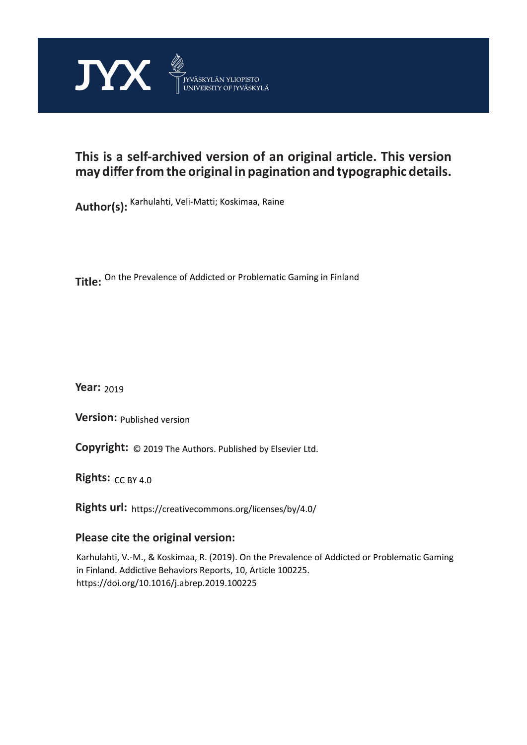JYX JYVÄSKYLÄN YLIOPISTO UNIVERSITY OF JYVÄSKYLÄ

## This is a self-archived version of an original article. This version may differ from the original in pagination and typographic details.

**Author(s):** Karhulahti, Veli-Matti; Koskimaa, Raine

**Title:** On the Prevalence of Addicted or Problematic Gaming in Finland

**Year:** 2019

**Version:** Published version

**Copyright:** © 2019 The Authors. Published by Elsevier Ltd.

**Rights:** CC BY 4.0

**Rights url:** https://creativecommons.org/licenses/by/4.0/

**Please cite the original version:**

Karhulahti, V.-M., & Koskimaa, R. (2019). On the Prevalence of Addicted or Problematic Gaming in Finland. Addictive Behaviors Reports, 10, Article 100225. https://doi.org/10.1016/j.abrep.2019.100225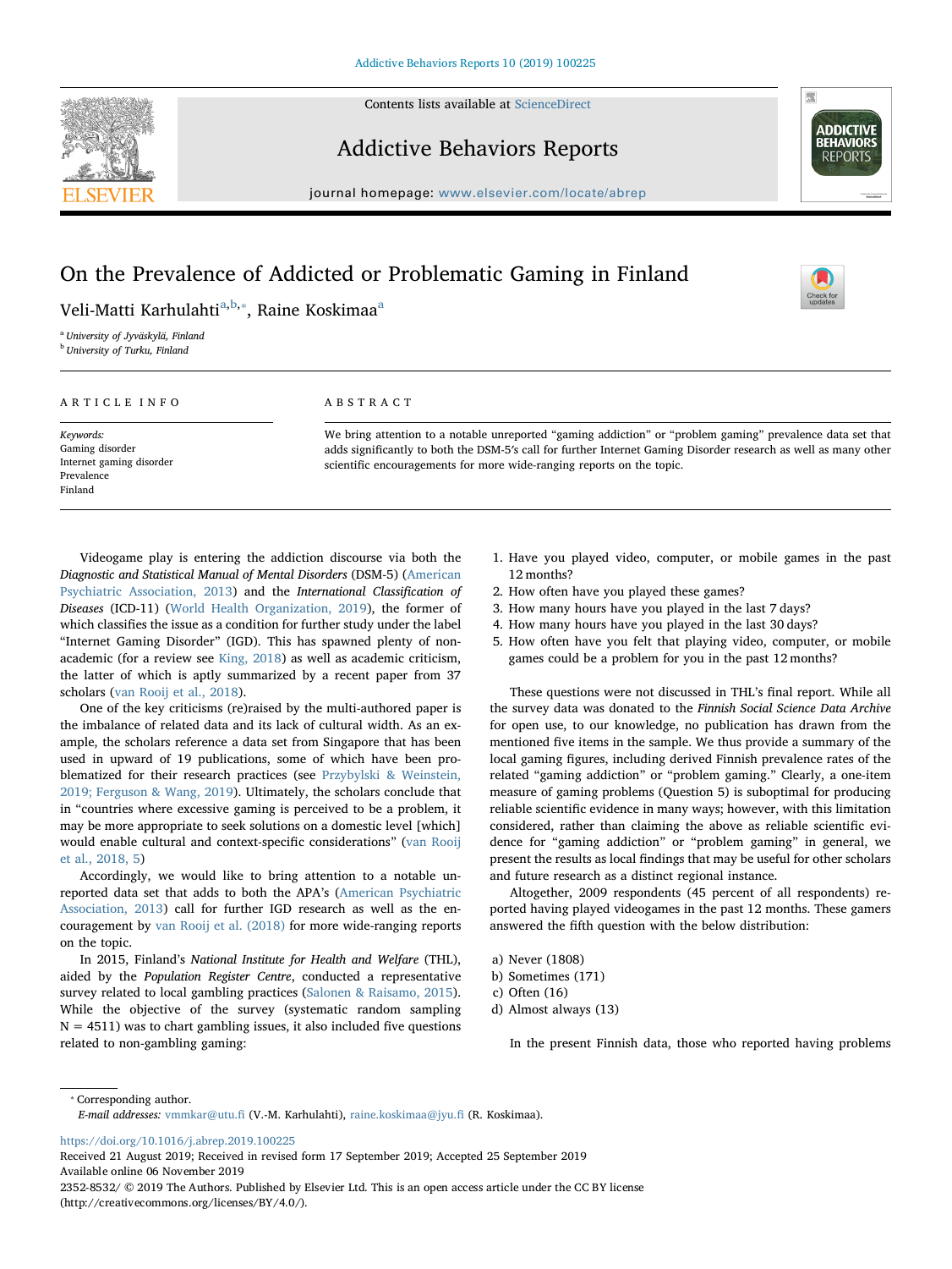# On the Prevalence of Addicted or Problematic Gaming in Finland

Veli-Matti Karhulahti[a,b,*], Raine Koskimaa[a]

[a] University of Jyväskylä, Finland

[b] University of Turku, Finland

## ARTICLE INFO

*Keywords:*
Gaming disorder
Internet gaming disorder
Prevalence
Finland

## ABSTRACT

We bring attention to a notable unreported "gaming addiction" or "problem gaming" prevalence data set that adds significantly to both the DSM-5's call for further Internet Gaming Disorder research as well as many other scientific encouragements for more wide-ranging reports on the topic.

Videogame play is entering the addiction discourse via both the *Diagnostic and Statistical Manual of Mental Disorders* (DSM-5) (American Psychiatric Association, 2013) and the *International Classification of Diseases* (ICD-11) (World Health Organization, 2019), the former of which classifies the issue as a condition for further study under the label "Internet Gaming Disorder" (IGD). This has spawned plenty of non-academic (for a review see King, 2018) as well as academic criticism, the latter of which is aptly summarized by a recent paper from 37 scholars (van Rooij et al., 2018).

One of the key criticisms (re)raised by the multi-authored paper is the imbalance of related data and its lack of cultural width. As an example, the scholars reference a data set from Singapore that has been used in upward of 19 publications, some of which have been problematized for their research practices (see Przybylski & Weinstein, 2019; Ferguson & Wang, 2019). Ultimately, the scholars conclude that in "countries where excessive gaming is perceived to be a problem, it may be more appropriate to seek solutions on a domestic level [which] would enable cultural and context-specific considerations" (van Rooij et al., 2018, 5)

Accordingly, we would like to bring attention to a notable unreported data set that adds to both the APA's (American Psychiatric Association, 2013) call for further IGD research as well as the encouragement by van Rooij et al. (2018) for more wide-ranging reports on the topic.

In 2015, Finland's *National Institute for Health and Welfare* (THL), aided by the *Population Register Centre*, conducted a representative survey related to local gambling practices (Salonen & Raisamo, 2015). While the objective of the survey (systematic random sampling N = 4511) was to chart gambling issues, it also included five questions related to non-gambling gaming:

1. Have you played video, computer, or mobile games in the past 12 months?
2. How often have you played these games?
3. How many hours have you played in the last 7 days?
4. How many hours have you played in the last 30 days?
5. How often have you felt that playing video, computer, or mobile games could be a problem for you in the past 12 months?

These questions were not discussed in THL's final report. While all the survey data was donated to the *Finnish Social Science Data Archive* for open use, to our knowledge, no publication has drawn from the mentioned five items in the sample. We thus provide a summary of the local gaming figures, including derived Finnish prevalence rates of the related "gaming addiction" or "problem gaming." Clearly, a one-item measure of gaming problems (Question 5) is suboptimal for producing reliable scientific evidence in many ways; however, with this limitation considered, rather than claiming the above as reliable scientific evidence for "gaming addiction" or "problem gaming" in general, we present the results as local findings that may be useful for other scholars and future research as a distinct regional instance.

Altogether, 2009 respondents (45 percent of all respondents) reported having played videogames in the past 12 months. These gamers answered the fifth question with the below distribution:

a) Never (1808)
b) Sometimes (171)
c) Often (16)
d) Almost always (13)

In the present Finnish data, those who reported having problems

---

* Corresponding author.
*E-mail addresses:* vmmkar@utu.fi (V.-M. Karhulahti), raine.koskimaa@jyu.fi (R. Koskimaa).

https://doi.org/10.1016/j.abrep.2019.100225
Received 21 August 2019; Received in revised form 17 September 2019; Accepted 25 September 2019
Available online 06 November 2019
2352-8532/ © 2019 The Authors. Published by Elsevier Ltd. This is an open access article under the CC BY license (http://creativecommons.org/licenses/BY/4.0/).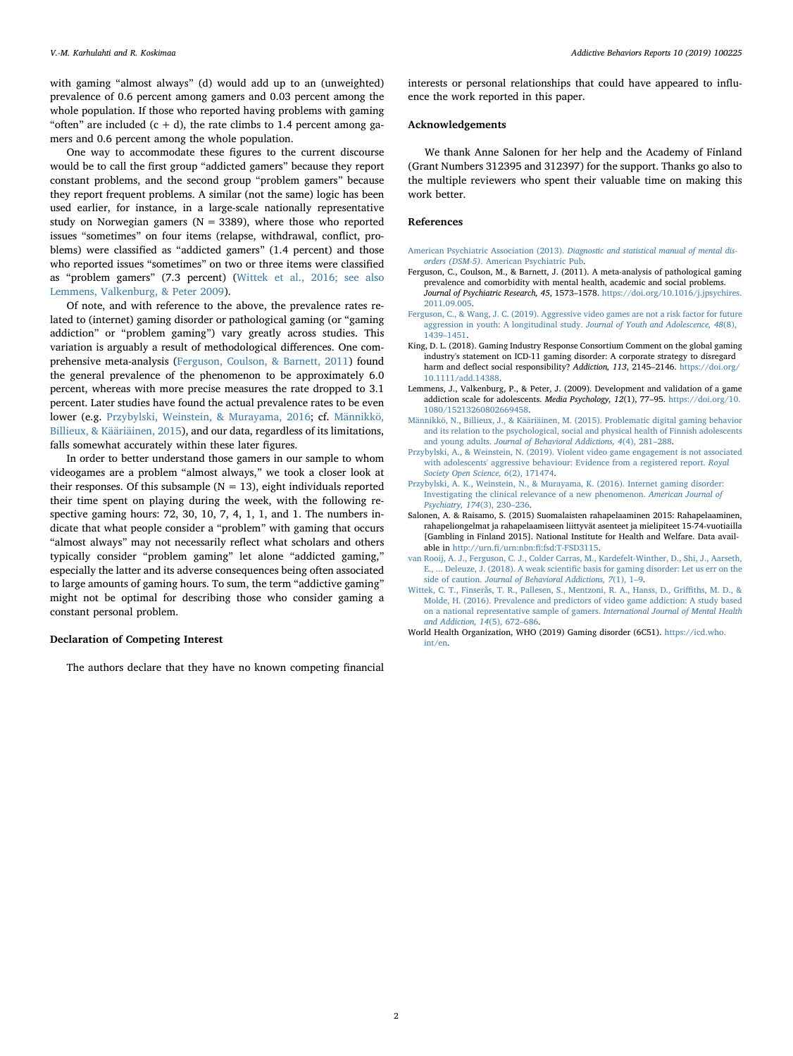with gaming "almost always" (d) would add up to an (unweighted) prevalence of 0.6 percent among gamers and 0.03 percent among the whole population. If those who reported having problems with gaming "often" are included (c + d), the rate climbs to 1.4 percent among gamers and 0.6 percent among the whole population.

One way to accommodate these figures to the current discourse would be to call the first group "addicted gamers" because they report constant problems, and the second group "problem gamers" because they report frequent problems. A similar (not the same) logic has been used earlier, for instance, in a large-scale nationally representative study on Norwegian gamers (N = 3389), where those who reported issues "sometimes" on four items (relapse, withdrawal, conflict, problems) were classified as "addicted gamers" (1.4 percent) and those who reported issues "sometimes" on two or three items were classified as "problem gamers" (7.3 percent) (Wittek et al., 2016; see also Lemmens, Valkenburg, & Peter 2009).

Of note, and with reference to the above, the prevalence rates related to (internet) gaming disorder or pathological gaming (or "gaming addiction" or "problem gaming") vary greatly across studies. This variation is arguably a result of methodological differences. One comprehensive meta-analysis (Ferguson, Coulson, & Barnett, 2011) found the general prevalence of the phenomenon to be approximately 6.0 percent, whereas with more precise measures the rate dropped to 3.1 percent. Later studies have found the actual prevalence rates to be even lower (e.g. Przybylski, Weinstein, & Murayama, 2016; cf. Männikkö, Billieux, & Kääriäinen, 2015), and our data, regardless of its limitations, falls somewhat accurately within these later figures.

In order to better understand those gamers in our sample to whom videogames are a problem "almost always," we took a closer look at their responses. Of this subsample (N = 13), eight individuals reported their time spent on playing during the week, with the following respective gaming hours: 72, 30, 10, 7, 4, 1, 1, and 1. The numbers indicate that what people consider a "problem" with gaming that occurs "almost always" may not necessarily reflect what scholars and others typically consider "problem gaming" let alone "addicted gaming," especially the latter and its adverse consequences being often associated to large amounts of gaming hours. To sum, the term "addictive gaming" might not be optimal for describing those who consider gaming a constant personal problem.

## Declaration of Competing Interest

The authors declare that they have no known competing financial interests or personal relationships that could have appeared to influence the work reported in this paper.

## Acknowledgements

We thank Anne Salonen for her help and the Academy of Finland (Grant Numbers 312395 and 312397) for the support. Thanks go also to the multiple reviewers who spent their valuable time on making this work better.

## References

American Psychiatric Association (2013). *Diagnostic and statistical manual of mental disorders (DSM-5)*. American Psychiatric Pub.

Ferguson, C., Coulson, M., & Barnett, J. (2011). A meta-analysis of pathological gaming prevalence and comorbidity with mental health, academic and social problems. *Journal of Psychiatric Research, 45*, 1573–1578. https://doi.org/10.1016/j.jpsychires.2011.09.005.

Ferguson, C., & Wang, J. C. (2019). Aggressive video games are not a risk factor for future aggression in youth: A longitudinal study. *Journal of Youth and Adolescence, 48*(8), 1439–1451.

King, D. L. (2018). Gaming Industry Response Consortium Comment on the global gaming industry's statement on ICD-11 gaming disorder: A corporate strategy to disregard harm and deflect social responsibility? *Addiction, 113*, 2145–2146. https://doi.org/10.1111/add.14388.

Lemmens, J., Valkenburg, P., & Peter, J. (2009). Development and validation of a game addiction scale for adolescents. *Media Psychology, 12*(1), 77–95. https://doi.org/10.1080/15213260802669458.

Männikkö, N., Billieux, J., & Kääriäinen, M. (2015). Problematic digital gaming behavior and its relation to the psychological, social and physical health of Finnish adolescents and young adults. *Journal of Behavioral Addictions, 4*(4), 281–288.

Przybylski, A., & Weinstein, N. (2019). Violent video game engagement is not associated with adolescents' aggressive behaviour: Evidence from a registered report. *Royal Society Open Science, 6*(2), 171474.

Przybylski, A. K., Weinstein, N., & Murayama, K. (2016). Internet gaming disorder: Investigating the clinical relevance of a new phenomenon. *American Journal of Psychiatry, 174*(3), 230–236.

Salonen, A. & Raisamo, S. (2015) Suomalaisten rahapelaaminen 2015: Rahapelaaminen, rahapeliongelmat ja rahapelaamiseen liittyvät asenteet ja mielipiteet 15-74-vuotiailla [Gambling in Finland 2015]. National Institute for Health and Welfare. Data available in http://urn.fi/urn:nbn:fi:fsd:T-FSD3115.

van Rooij, A. J., Ferguson, C. J., Colder Carras, M., Kardefelt-Winther, D., Shi, J., Aarseth, E., ... Deleuze, J. (2018). A weak scientific basis for gaming disorder: Let us err on the side of caution. *Journal of Behavioral Addictions, 7*(1), 1–9.

Wittek, C. T., Finserås, T. R., Pallesen, S., Mentzoni, R. A., Hanss, D., Griffiths, M. D., & Molde, H. (2016). Prevalence and predictors of video game addiction: A study based on a national representative sample of gamers. *International Journal of Mental Health and Addiction, 14*(5), 672–686.

World Health Organization, WHO (2019) Gaming disorder (6C51). https://icd.who.int/en.